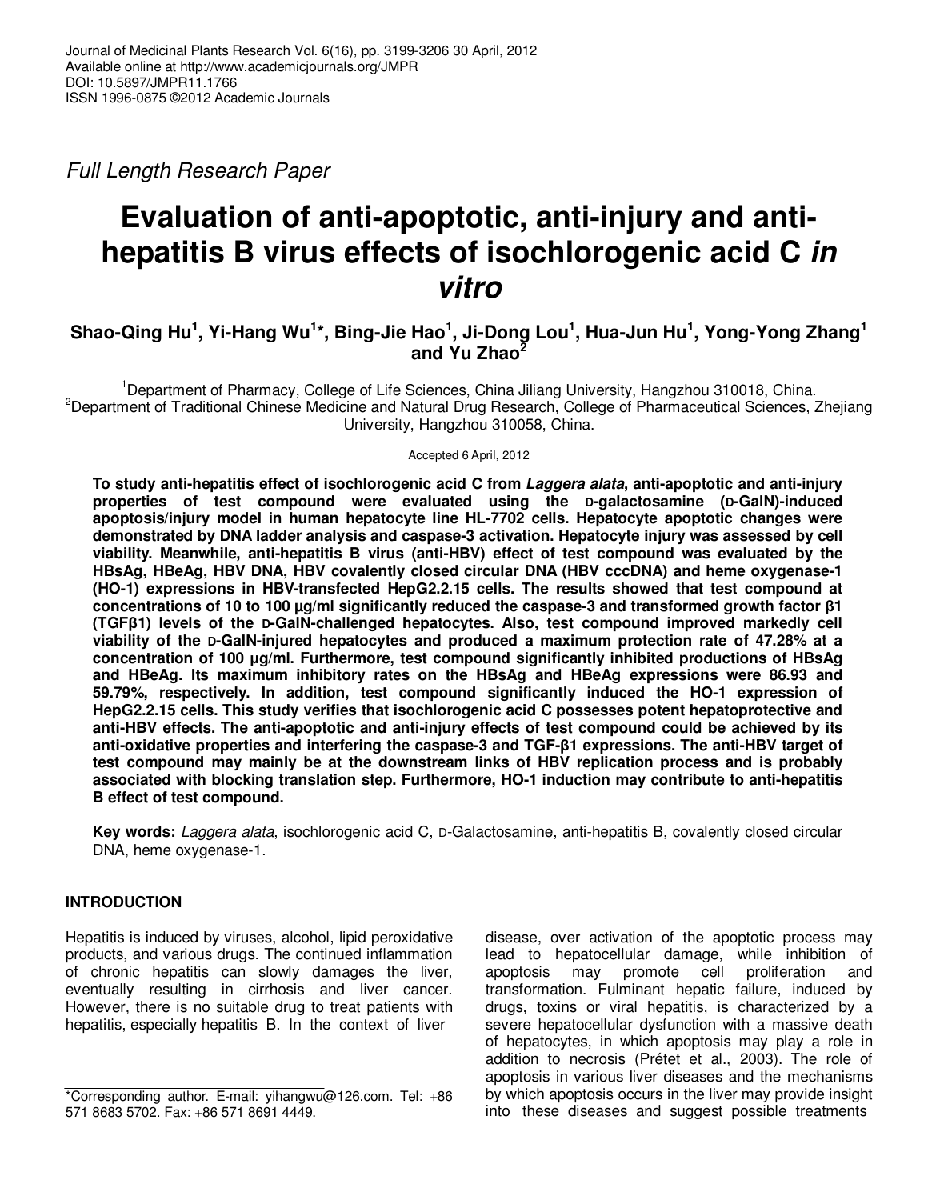Full Length Research Paper

# Evaluation of anti-apoptotic, anti-injury and anti-hepatitis B virus effects of isochlorogenic acid C *in vitro*

**Shao-Qing Hu[1], Yi-Hang Wu[1]*, Bing-Jie Hao[1], Ji-Dong Lou[1], Hua-Jun Hu[1], Yong-Yong Zhang[1] and Yu Zhao[2]**

[1]Department of Pharmacy, College of Life Sciences, China Jiliang University, Hangzhou 310018, China.
[2]Department of Traditional Chinese Medicine and Natural Drug Research, College of Pharmaceutical Sciences, Zhejiang University, Hangzhou 310058, China.

Accepted 6 April, 2012

**To study anti-hepatitis effect of isochlorogenic acid C from *Laggera alata*, anti-apoptotic and anti-injury properties of test compound were evaluated using the D-galactosamine (D-GalN)-induced apoptosis/injury model in human hepatocyte line HL-7702 cells. Hepatocyte apoptotic changes were demonstrated by DNA ladder analysis and caspase-3 activation. Hepatocyte injury was assessed by cell viability. Meanwhile, anti-hepatitis B virus (anti-HBV) effect of test compound was evaluated by the HBsAg, HBeAg, HBV DNA, HBV covalently closed circular DNA (HBV cccDNA) and heme oxygenase-1 (HO-1) expressions in HBV-transfected HepG2.2.15 cells. The results showed that test compound at concentrations of 10 to 100 µg/ml significantly reduced the caspase-3 and transformed growth factor β1 (TGFβ1) levels of the D-GalN-challenged hepatocytes. Also, test compound improved markedly cell viability of the D-GalN-injured hepatocytes and produced a maximum protection rate of 47.28% at a concentration of 100 µg/ml. Furthermore, test compound significantly inhibited productions of HBsAg and HBeAg. Its maximum inhibitory rates on the HBsAg and HBeAg expressions were 86.93 and 59.79%, respectively. In addition, test compound significantly induced the HO-1 expression of HepG2.2.15 cells. This study verifies that isochlorogenic acid C possesses potent hepatoprotective and anti-HBV effects. The anti-apoptotic and anti-injury effects of test compound could be achieved by its anti-oxidative properties and interfering the caspase-3 and TGF-β1 expressions. The anti-HBV target of test compound may mainly be at the downstream links of HBV replication process and is probably associated with blocking translation step. Furthermore, HO-1 induction may contribute to anti-hepatitis B effect of test compound.**

**Key words:** *Laggera alata*, isochlorogenic acid C, D-Galactosamine, anti-hepatitis B, covalently closed circular DNA, heme oxygenase-1.

## INTRODUCTION

Hepatitis is induced by viruses, alcohol, lipid peroxidative products, and various drugs. The continued inflammation of chronic hepatitis can slowly damages the liver, eventually resulting in cirrhosis and liver cancer. However, there is no suitable drug to treat patients with hepatitis, especially hepatitis B. In the context of liver disease, over activation of the apoptotic process may lead to hepatocellular damage, while inhibition of apoptosis may promote cell proliferation and transformation. Fulminant hepatic failure, induced by drugs, toxins or viral hepatitis, is characterized by a severe hepatocellular dysfunction with a massive death of hepatocytes, in which apoptosis may play a role in addition to necrosis (Prétet et al., 2003). The role of apoptosis in various liver diseases and the mechanisms by which apoptosis occurs in the liver may provide insight into these diseases and suggest possible treatments

*Corresponding author. E-mail: yihangwu@126.com. Tel: +86 571 8683 5702. Fax: +86 571 8691 4449.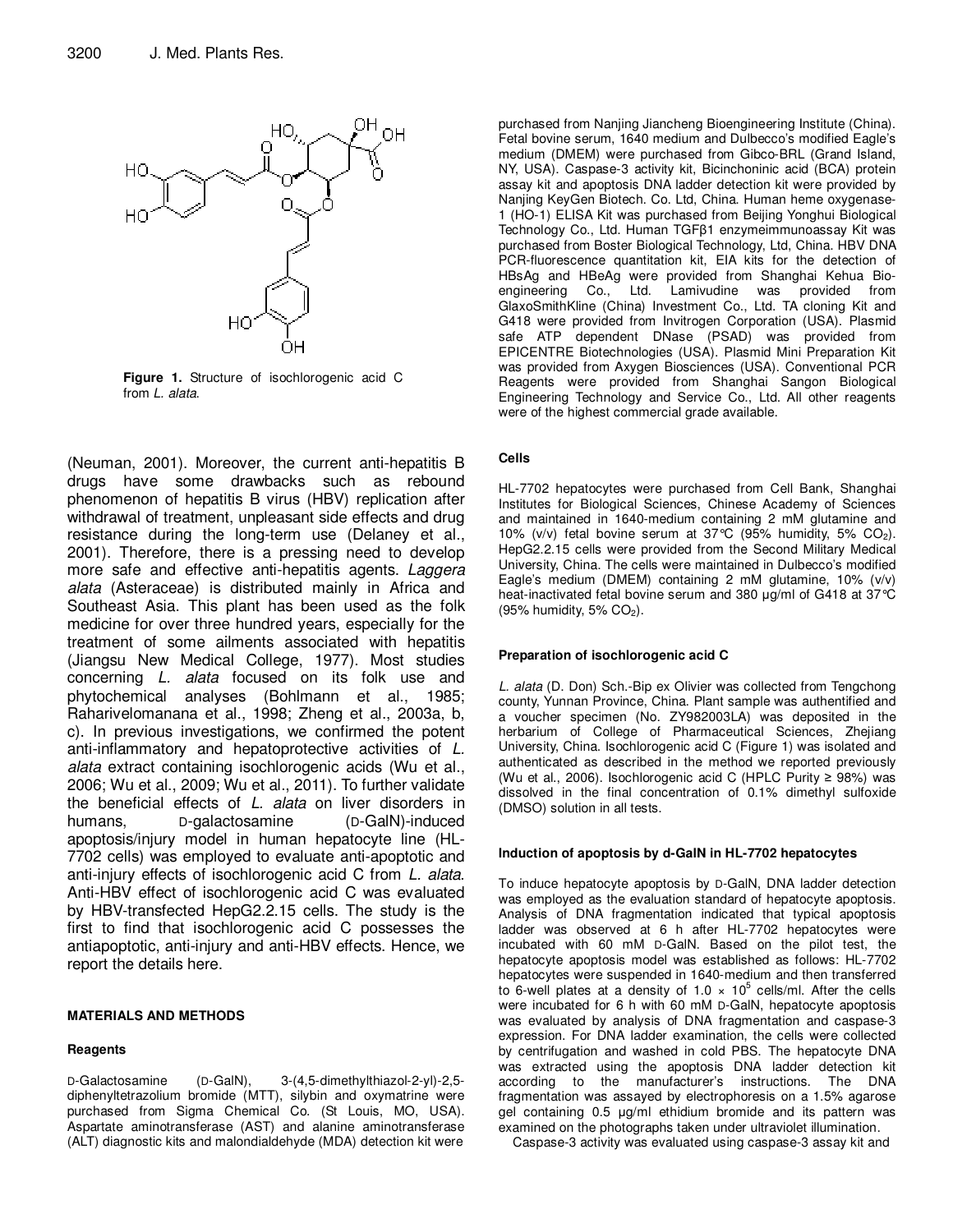Figure 1. Structure of isochlorogenic acid C from *L. alata*.

(Neuman, 2001). Moreover, the current anti-hepatitis B drugs have some drawbacks such as rebound phenomenon of hepatitis B virus (HBV) replication after withdrawal of treatment, unpleasant side effects and drug resistance during the long-term use (Delaney et al., 2001). Therefore, there is a pressing need to develop more safe and effective anti-hepatitis agents. *Laggera alata* (Asteraceae) is distributed mainly in Africa and Southeast Asia. This plant has been used as the folk medicine for over three hundred years, especially for the treatment of some ailments associated with hepatitis (Jiangsu New Medical College, 1977). Most studies concerning *L. alata* focused on its folk use and phytochemical analyses (Bohlmann et al., 1985; Raharivelomanana et al., 1998; Zheng et al., 2003a, b, c). In previous investigations, we confirmed the potent anti-inflammatory and hepatoprotective activities of *L. alata* extract containing isochlorogenic acids (Wu et al., 2006; Wu et al., 2009; Wu et al., 2011). To further validate the beneficial effects of *L. alata* on liver disorders in humans, D-galactosamine (D-GalN)-induced apoptosis/injury model in human hepatocyte line (HL-7702 cells) was employed to evaluate anti-apoptotic and anti-injury effects of isochlorogenic acid C from *L. alata*. Anti-HBV effect of isochlorogenic acid C was evaluated by HBV-transfected HepG2.2.15 cells. The study is the first to find that isochlorogenic acid C possesses the antiapoptotic, anti-injury and anti-HBV effects. Hence, we report the details here.

## MATERIALS AND METHODS

### Reagents

D-Galactosamine (D-GalN), 3-(4,5-dimethylthiazol-2-yl)-2,5-diphenyltetrazolium bromide (MTT), silybin and oxymatrine were purchased from Sigma Chemical Co. (St Louis, MO, USA). Aspartate aminotransferase (AST) and alanine aminotransferase (ALT) diagnostic kits and malondialdehyde (MDA) detection kit were purchased from Nanjing Jiancheng Bioengineering Institute (China). Fetal bovine serum, 1640 medium and Dulbecco's modified Eagle's medium (DMEM) were purchased from Gibco-BRL (Grand Island, NY, USA). Caspase-3 activity kit, Bicinchoninic acid (BCA) protein assay kit and apoptosis DNA ladder detection kit were provided by Nanjing KeyGen Biotech. Co. Ltd, China. Human heme oxygenase-1 (HO-1) ELISA Kit was purchased from Beijing Yonghui Biological Technology Co., Ltd. Human TGFβ1 enzymeimmunoassay Kit was purchased from Boster Biological Technology, Ltd, China. HBV DNA PCR-fluorescence quantitation kit, EIA kits for the detection of HBsAg and HBeAg were provided from Shanghai Kehua Bio-engineering Co., Ltd. Lamivudine was provided from GlaxoSmithKline (China) Investment Co., Ltd. TA cloning Kit and G418 were provided from Invitrogen Corporation (USA). Plasmid safe ATP dependent DNase (PSAD) was provided from EPICENTRE Biotechnologies (USA). Plasmid Mini Preparation Kit was provided from Axygen Biosciences (USA). Conventional PCR Reagents were provided from Shanghai Sangon Biological Engineering Technology and Service Co., Ltd. All other reagents were of the highest commercial grade available.

### Cells

HL-7702 hepatocytes were purchased from Cell Bank, Shanghai Institutes for Biological Sciences, Chinese Academy of Sciences and maintained in 1640-medium containing 2 mM glutamine and 10% (v/v) fetal bovine serum at 37°C (95% humidity, 5% $CO_2$). HepG2.2.15 cells were provided from the Second Military Medical University, China. The cells were maintained in Dulbecco's modified Eagle's medium (DMEM) containing 2 mM glutamine, 10% (v/v) heat-inactivated fetal bovine serum and 380 μg/ml of G418 at 37°C (95% humidity, 5% $CO_2$).

### Preparation of isochlorogenic acid C

*L. alata* (D. Don) Sch.-Bip ex Olivier was collected from Tengchong county, Yunnan Province, China. Plant sample was authentified and a voucher specimen (No. ZY982003LA) was deposited in the herbarium of College of Pharmaceutical Sciences, Zhejiang University, China. Isochlorogenic acid C (Figure 1) was isolated and authenticated as described in the method we reported previously (Wu et al., 2006). Isochlorogenic acid C (HPLC Purity ≥ 98%) was dissolved in the final concentration of 0.1% dimethyl sulfoxide (DMSO) solution in all tests.

### Induction of apoptosis by d-GalN in HL-7702 hepatocytes

To induce hepatocyte apoptosis by D-GalN, DNA ladder detection was employed as the evaluation standard of hepatocyte apoptosis. Analysis of DNA fragmentation indicated that typical apoptosis ladder was observed at 6 h after HL-7702 hepatocytes were incubated with 60 mM D-GalN. Based on the pilot test, the hepatocyte apoptosis model was established as follows: HL-7702 hepatocytes were suspended in 1640-medium and then transferred to 6-well plates at a density of $1.0 \times 10^5$ cells/ml. After the cells were incubated for 6 h with 60 mM D-GalN, hepatocyte apoptosis was evaluated by analysis of DNA fragmentation and caspase-3 expression. For DNA ladder examination, the cells were collected by centrifugation and washed in cold PBS. The hepatocyte DNA was extracted using the apoptosis DNA ladder detection kit according to the manufacturer's instructions. The DNA fragmentation was assayed by electrophoresis on a 1.5% agarose gel containing 0.5 μg/ml ethidium bromide and its pattern was examined on the photographs taken under ultraviolet illumination.

Caspase-3 activity was evaluated using caspase-3 assay kit and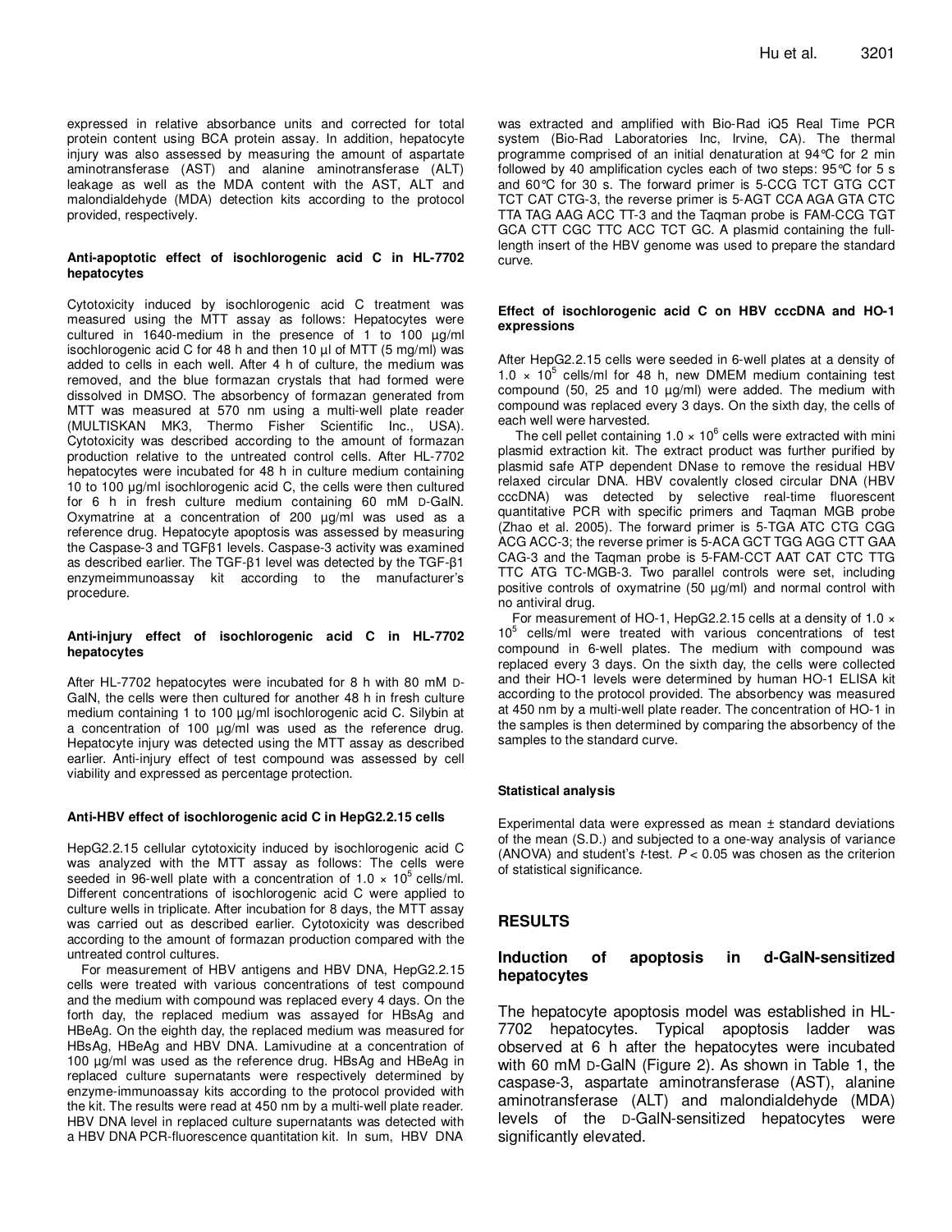expressed in relative absorbance units and corrected for total protein content using BCA protein assay. In addition, hepatocyte injury was also assessed by measuring the amount of aspartate aminotransferase (AST) and alanine aminotransferase (ALT) leakage as well as the MDA content with the AST, ALT and malondialdehyde (MDA) detection kits according to the protocol provided, respectively.

#### Anti-apoptotic effect of isochlorogenic acid C in HL-7702 hepatocytes

Cytotoxicity induced by isochlorogenic acid C treatment was measured using the MTT assay as follows: Hepatocytes were cultured in 1640-medium in the presence of 1 to 100 µg/ml isochlorogenic acid C for 48 h and then 10 µl of MTT (5 mg/ml) was added to cells in each well. After 4 h of culture, the medium was removed, and the blue formazan crystals that had formed were dissolved in DMSO. The absorbency of formazan generated from MTT was measured at 570 nm using a multi-well plate reader (MULTISKAN MK3, Thermo Fisher Scientific Inc., USA). Cytotoxicity was described according to the amount of formazan production relative to the untreated control cells. After HL-7702 hepatocytes were incubated for 48 h in culture medium containing 10 to 100 µg/ml isochlorogenic acid C, the cells were then cultured for 6 h in fresh culture medium containing 60 mM D-GalN. Oxymatrine at a concentration of 200 µg/ml was used as a reference drug. Hepatocyte apoptosis was assessed by measuring the Caspase-3 and TGFβ1 levels. Caspase-3 activity was examined as described earlier. The TGF-β1 level was detected by the TGF-β1 enzymeimmunoassay kit according to the manufacturer's procedure.

#### Anti-injury effect of isochlorogenic acid C in HL-7702 hepatocytes

After HL-7702 hepatocytes were incubated for 8 h with 80 mM D-GalN, the cells were then cultured for another 48 h in fresh culture medium containing 1 to 100 µg/ml isochlorogenic acid C. Silybin at a concentration of 100 µg/ml was used as the reference drug. Hepatocyte injury was detected using the MTT assay as described earlier. Anti-injury effect of test compound was assessed by cell viability and expressed as percentage protection.

#### Anti-HBV effect of isochlorogenic acid C in HepG2.2.15 cells

HepG2.2.15 cellular cytotoxicity induced by isochlorogenic acid C was analyzed with the MTT assay as follows: The cells were seeded in 96-well plate with a concentration of $1.0 \times 10^5$ cells/ml. Different concentrations of isochlorogenic acid C were applied to culture wells in triplicate. After incubation for 8 days, the MTT assay was carried out as described earlier. Cytotoxicity was described according to the amount of formazan production compared with the untreated control cultures.

For measurement of HBV antigens and HBV DNA, HepG2.2.15 cells were treated with various concentrations of test compound and the medium with compound was replaced every 4 days. On the forth day, the replaced medium was assayed for HBsAg and HBeAg. On the eighth day, the replaced medium was measured for HBsAg, HBeAg and HBV DNA. Lamivudine at a concentration of 100 µg/ml was used as the reference drug. HBsAg and HBeAg in replaced culture supernatants were respectively determined by enzyme-immunoassay kits according to the protocol provided with the kit. The results were read at 450 nm by a multi-well plate reader. HBV DNA level in replaced culture supernatants was detected with a HBV DNA PCR-fluorescence quantitation kit. In sum, HBV DNA was extracted and amplified with Bio-Rad iQ5 Real Time PCR system (Bio-Rad Laboratories Inc, Irvine, CA). The thermal programme comprised of an initial denaturation at 94°C for 2 min followed by 40 amplification cycles each of two steps: 95°C for 5 s and 60°C for 30 s. The forward primer is 5-CCG TCT GTG CCT TCT CAT CTG-3, the reverse primer is 5-AGT CCA AGA GTA CTC TTA TAG AAG ACC TT-3 and the Taqman probe is FAM-CCG TGT GCA CTT CGC TTC ACC TCT GC. A plasmid containing the full-length insert of the HBV genome was used to prepare the standard curve.

#### Effect of isochlorogenic acid C on HBV cccDNA and HO-1 expressions

After HepG2.2.15 cells were seeded in 6-well plates at a density of $1.0 \times 10^5$ cells/ml for 48 h, new DMEM medium containing test compound (50, 25 and 10 µg/ml) were added. The medium with compound was replaced every 3 days. On the sixth day, the cells of each well were harvested.

The cell pellet containing $1.0 \times 10^6$ cells were extracted with mini plasmid extraction kit. The extract product was further purified by plasmid safe ATP dependent DNase to remove the residual HBV relaxed circular DNA. HBV covalently closed circular DNA (HBV cccDNA) was detected by selective real-time fluorescent quantitative PCR with specific primers and Taqman MGB probe (Zhao et al. 2005). The forward primer is 5-TGA ATC CTG CGG ACG ACC-3; the reverse primer is 5-ACA GCT TGG AGG CTT GAA CAG-3 and the Taqman probe is 5-FAM-CCT AAT CAT CTC TTG TTC ATG TC-MGB-3. Two parallel controls were set, including positive controls of oxymatrine (50 µg/ml) and normal control with no antiviral drug.

For measurement of HO-1, HepG2.2.15 cells at a density of $1.0 \times 10^5$ cells/ml were treated with various concentrations of test compound in 6-well plates. The medium with compound was replaced every 3 days. On the sixth day, the cells were collected and their HO-1 levels were determined by human HO-1 ELISA kit according to the protocol provided. The absorbency was measured at 450 nm by a multi-well plate reader. The concentration of HO-1 in the samples is then determined by comparing the absorbency of the samples to the standard curve.

#### Statistical analysis

Experimental data were expressed as mean ± standard deviations of the mean (S.D.) and subjected to a one-way analysis of variance (ANOVA) and student's *t*-test. $P < 0.05$ was chosen as the criterion of statistical significance.

## RESULTS

### Induction of apoptosis in d-GalN-sensitized hepatocytes

The hepatocyte apoptosis model was established in HL-7702 hepatocytes. Typical apoptosis ladder was observed at 6 h after the hepatocytes were incubated with 60 mM D-GalN (Figure 2). As shown in Table 1, the caspase-3, aspartate aminotransferase (AST), alanine aminotransferase (ALT) and malondialdehyde (MDA) levels of the D-GalN-sensitized hepatocytes were significantly elevated.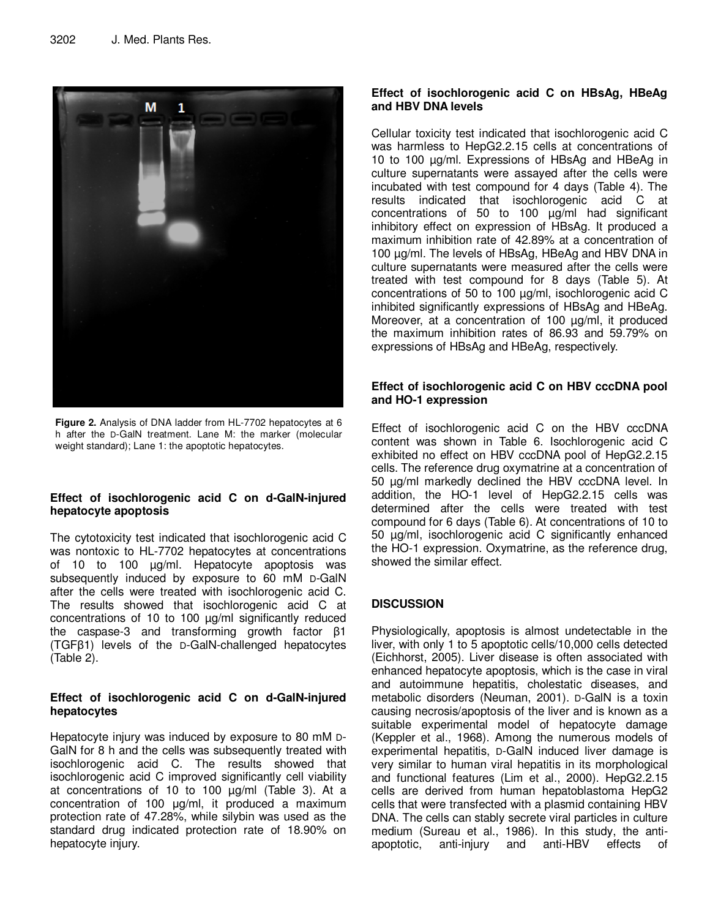**Figure 2.** Analysis of DNA ladder from HL-7702 hepatocytes at 6 h after the D-GalN treatment. Lane M: the marker (molecular weight standard); Lane 1: the apoptotic hepatocytes.

### Effect of isochlorogenic acid C on d-GalN-injured hepatocyte apoptosis

The cytotoxicity test indicated that isochlorogenic acid C was nontoxic to HL-7702 hepatocytes at concentrations of 10 to 100 µg/ml. Hepatocyte apoptosis was subsequently induced by exposure to 60 mM D-GalN after the cells were treated with isochlorogenic acid C. The results showed that isochlorogenic acid C at concentrations of 10 to 100 µg/ml significantly reduced the caspase-3 and transforming growth factor β1 (TGFβ1) levels of the D-GalN-challenged hepatocytes (Table 2).

### Effect of isochlorogenic acid C on d-GalN-injured hepatocytes

Hepatocyte injury was induced by exposure to 80 mM D-GalN for 8 h and the cells was subsequently treated with isochlorogenic acid C. The results showed that isochlorogenic acid C improved significantly cell viability at concentrations of 10 to 100 µg/ml (Table 3). At a concentration of 100 µg/ml, it produced a maximum protection rate of 47.28%, while silybin was used as the standard drug indicated protection rate of 18.90% on hepatocyte injury.

### Effect of isochlorogenic acid C on HBsAg, HBeAg and HBV DNA levels

Cellular toxicity test indicated that isochlorogenic acid C was harmless to HepG2.2.15 cells at concentrations of 10 to 100 µg/ml. Expressions of HBsAg and HBeAg in culture supernatants were assayed after the cells were incubated with test compound for 4 days (Table 4). The results indicated that isochlorogenic acid C at concentrations of 50 to 100 µg/ml had significant inhibitory effect on expression of HBsAg. It produced a maximum inhibition rate of 42.89% at a concentration of 100 µg/ml. The levels of HBsAg, HBeAg and HBV DNA in culture supernatants were measured after the cells were treated with test compound for 8 days (Table 5). At concentrations of 50 to 100 µg/ml, isochlorogenic acid C inhibited significantly expressions of HBsAg and HBeAg. Moreover, at a concentration of 100 µg/ml, it produced the maximum inhibition rates of 86.93 and 59.79% on expressions of HBsAg and HBeAg, respectively.

### Effect of isochlorogenic acid C on HBV cccDNA pool and HO-1 expression

Effect of isochlorogenic acid C on the HBV cccDNA content was shown in Table 6. Isochlorogenic acid C exhibited no effect on HBV cccDNA pool of HepG2.2.15 cells. The reference drug oxymatrine at a concentration of 50 µg/ml markedly declined the HBV cccDNA level. In addition, the HO-1 level of HepG2.2.15 cells was determined after the cells were treated with test compound for 6 days (Table 6). At concentrations of 10 to 50 µg/ml, isochlorogenic acid C significantly enhanced the HO-1 expression. Oxymatrine, as the reference drug, showed the similar effect.

## DISCUSSION

Physiologically, apoptosis is almost undetectable in the liver, with only 1 to 5 apoptotic cells/10,000 cells detected (Eichhorst, 2005). Liver disease is often associated with enhanced hepatocyte apoptosis, which is the case in viral and autoimmune hepatitis, cholestatic diseases, and metabolic disorders (Neuman, 2001). D-GalN is a toxin causing necrosis/apoptosis of the liver and is known as a suitable experimental model of hepatocyte damage (Keppler et al., 1968). Among the numerous models of experimental hepatitis, D-GalN induced liver damage is very similar to human viral hepatitis in its morphological and functional features (Lim et al., 2000). HepG2.2.15 cells are derived from human hepatoblastoma HepG2 cells that were transfected with a plasmid containing HBV DNA. The cells can stably secrete viral particles in culture medium (Sureau et al., 1986). In this study, the anti-apoptotic, anti-injury and anti-HBV effects of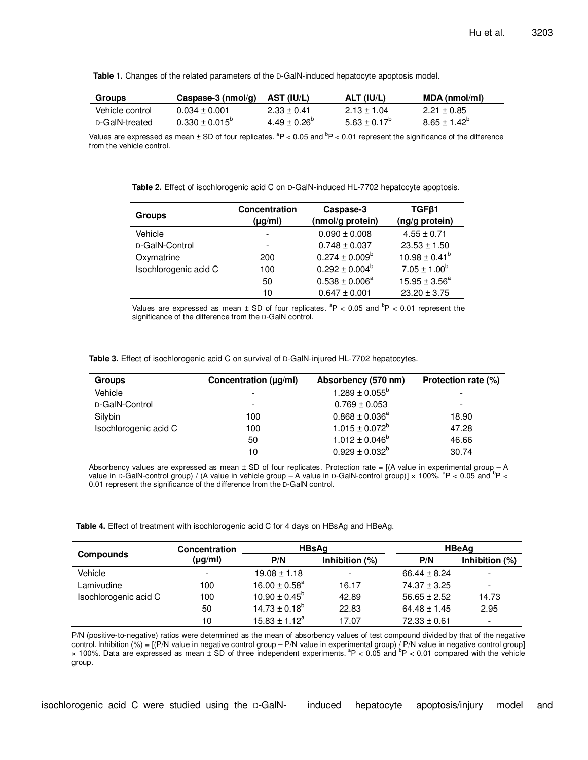**Table 1.** Changes of the related parameters of the D-GalN-induced hepatocyte apoptosis model.

| Groups | Caspase-3 (nmol/g) | AST (IU/L) | ALT (IU/L) | MDA (nmol/ml) |
|---|---|---|---|---|
| Vehicle control | 0.034 ± 0.001 | 2.33 ± 0.41 | 2.13 ± 1.04 | 2.21 ± 0.85 |
| D-GalN-treated | 0.330 ± 0.015[b] | 4.49 ± 0.26[b] | 5.63 ± 0.17[b] | 8.65 ± 1.42[b] |

Values are expressed as mean ± SD of four replicates. [a]P < 0.05 and [b]P < 0.01 represent the significance of the difference from the vehicle control.

**Table 2.** Effect of isochlorogenic acid C on D-GalN-induced HL-7702 hepatocyte apoptosis.

| Groups | Concentration (μg/ml) | Caspase-3 (nmol/g protein) | TGFβ1 (ng/g protein) |
|---|---|---|---|
| Vehicle | - | 0.090 ± 0.008 | 4.55 ± 0.71 |
| D-GalN-Control | - | 0.748 ± 0.037 | 23.53 ± 1.50 |
| Oxymatrine | 200 | 0.274 ± 0.009[b] | 10.98 ± 0.41[b] |
| Isochlorogenic acid C | 100 | 0.292 ± 0.004[b] | 7.05 ± 1.00[b] |
| | 50 | 0.538 ± 0.006[a] | 15.95 ± 3.56[a] |
| | 10 | 0.647 ± 0.001 | 23.20 ± 3.75 |

Values are expressed as mean ± SD of four replicates. [a]P < 0.05 and [b]P < 0.01 represent the significance of the difference from the D-GalN control.

**Table 3.** Effect of isochlorogenic acid C on survival of D-GalN-injured HL-7702 hepatocytes.

| Groups | Concentration (μg/ml) | Absorbency (570 nm) | Protection rate (%) |
|---|---|---|---|
| Vehicle | - | 1.289 ± 0.055[b] | - |
| D-GalN-Control | - | 0.769 ± 0.053 | - |
| Silybin | 100 | 0.868 ± 0.036[a] | 18.90 |
| Isochlorogenic acid C | 100 | 1.015 ± 0.072[b] | 47.28 |
| | 50 | 1.012 ± 0.046[b] | 46.66 |
| | 10 | 0.929 ± 0.032[b] | 30.74 |

Absorbency values are expressed as mean ± SD of four replicates. Protection rate = [(A value in experimental group – A value in D-GalN-control group) / (A value in vehicle group – A value in D-GalN-control group)] × 100%. [a]P < 0.05 and [b]P < 0.01 represent the significance of the difference from the D-GalN control.

**Table 4.** Effect of treatment with isochlorogenic acid C for 4 days on HBsAg and HBeAg.

| Compounds | Concentration (μg/ml) | HBsAg | | HBeAg | |
|---|---|---|---|---|---|
| | | P/N | Inhibition (%) | P/N | Inhibition (%) |
| Vehicle | - | 19.08 ± 1.18 | - | 66.44 ± 8.24 | - |
| Lamivudine | 100 | 16.00 ± 0.58[a] | 16.17 | 74.37 ± 3.25 | - |
| Isochlorogenic acid C | 100 | 10.90 ± 0.45[b] | 42.89 | 56.65 ± 2.52 | 14.73 |
| | 50 | 14.73 ± 0.18[b] | 22.83 | 64.48 ± 1.45 | 2.95 |
| | 10 | 15.83 ± 1.12[a] | 17.07 | 72.33 ± 0.61 | - |

P/N (positive-to-negative) ratios were determined as the mean of absorbency values of test compound divided by that of the negative control. Inhibition (%) = [(P/N value in negative control group – P/N value in experimental group) / P/N value in negative control group] × 100%. Data are expressed as mean ± SD of three independent experiments. [a]P < 0.05 and [b]P < 0.01 compared with the vehicle group.

isochlorogenic acid C were studied using the D-GalN- induced hepatocyte apoptosis/injury model and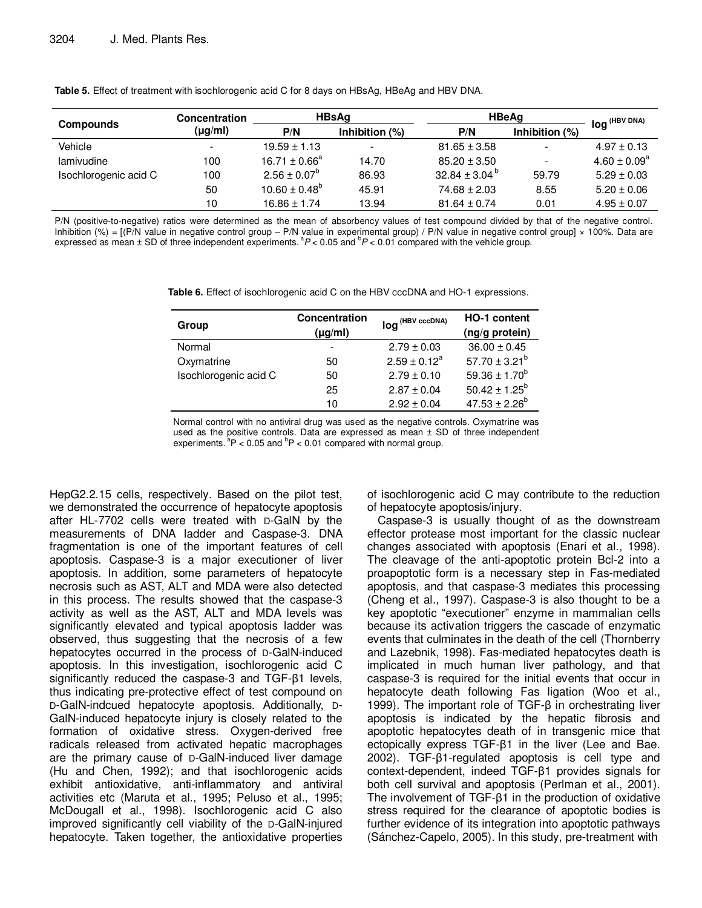**Table 5.** Effect of treatment with isochlorogenic acid C for 8 days on HBsAg, HBeAg and HBV DNA.

| Compounds | Concentration (μg/ml) | HBsAg | | HBeAg | | log (HBV DNA) |
|---|---|---|---|---|---|---|
| | | P/N | Inhibition (%) | P/N | Inhibition (%) | |
| Vehicle | - | 19.59 ± 1.13 | - | 81.65 ± 3.58 | - | 4.97 ± 0.13 |
| lamivudine | 100 | 16.71 ± 0.66[a] | 14.70 | 85.20 ± 3.50 | - | 4.60 ± 0.09[a] |
| Isochlorogenic acid C | 100 | 2.56 ± 0.07[b] | 86.93 | 32.84 ± 3.04[b] | 59.79 | 5.29 ± 0.03 |
| | 50 | 10.60 ± 0.48[b] | 45.91 | 74.68 ± 2.03 | 8.55 | 5.20 ± 0.06 |
| | 10 | 16.86 ± 1.74 | 13.94 | 81.64 ± 0.74 | 0.01 | 4.95 ± 0.07 |

P/N (positive-to-negative) ratios were determined as the mean of absorbency values of test compound divided by that of the negative control. Inhibition (%) = [(P/N value in negative control group – P/N value in experimental group) / P/N value in negative control group] × 100%. Data are expressed as mean ± SD of three independent experiments. [a]$P < 0.05$ and [b]$P < 0.01$ compared with the vehicle group.

**Table 6.** Effect of isochlorogenic acid C on the HBV cccDNA and HO-1 expressions.

| Group | Concentration (μg/ml) | log (HBV cccDNA) | HO-1 content (ng/g protein) |
|---|---|---|---|
| Normal | - | 2.79 ± 0.03 | 36.00 ± 0.45 |
| Oxymatrine | 50 | 2.59 ± 0.12[a] | 57.70 ± 3.21[b] |
| Isochlorogenic acid C | 50 | 2.79 ± 0.10 | 59.36 ± 1.70[b] |
| | 25 | 2.87 ± 0.04 | 50.42 ± 1.25[b] |
| | 10 | 2.92 ± 0.04 | 47.53 ± 2.26[b] |

Normal control with no antiviral drug was used as the negative controls. Oxymatrine was used as the positive controls. Data are expressed as mean ± SD of three independent experiments. [a]$P < 0.05$ and [b]$P < 0.01$ compared with normal group.

HepG2.2.15 cells, respectively. Based on the pilot test, we demonstrated the occurrence of hepatocyte apoptosis after HL-7702 cells were treated with D-GalN by the measurements of DNA ladder and Caspase-3. DNA fragmentation is one of the important features of cell apoptosis. Caspase-3 is a major executioner of liver apoptosis. In addition, some parameters of hepatocyte necrosis such as AST, ALT and MDA were also detected in this process. The results showed that the caspase-3 activity as well as the AST, ALT and MDA levels was significantly elevated and typical apoptosis ladder was observed, thus suggesting that the necrosis of a few hepatocytes occurred in the process of D-GalN-induced apoptosis. In this investigation, isochlorogenic acid C significantly reduced the caspase-3 and TGF-β1 levels, thus indicating pre-protective effect of test compound on D-GalN-indcued hepatocyte apoptosis. Additionally, D-GalN-induced hepatocyte injury is closely related to the formation of oxidative stress. Oxygen-derived free radicals released from activated hepatic macrophages are the primary cause of D-GalN-induced liver damage (Hu and Chen, 1992); and that isochlorogenic acids exhibit antioxidative, anti-inflammatory and antiviral activities etc (Maruta et al., 1995; Peluso et al., 1995; McDougall et al., 1998). Isochlorogenic acid C also improved significantly cell viability of the D-GalN-injured hepatocyte. Taken together, the antioxidative properties of isochlorogenic acid C may contribute to the reduction of hepatocyte apoptosis/injury.

Caspase-3 is usually thought of as the downstream effector protease most important for the classic nuclear changes associated with apoptosis (Enari et al., 1998). The cleavage of the anti-apoptotic protein Bcl-2 into a proapoptotic form is a necessary step in Fas-mediated apoptosis, and that caspase-3 mediates this processing (Cheng et al., 1997). Caspase-3 is also thought to be a key apoptotic "executioner" enzyme in mammalian cells because its activation triggers the cascade of enzymatic events that culminates in the death of the cell (Thornberry and Lazebnik, 1998). Fas-mediated hepatocytes death is implicated in much human liver pathology, and that caspase-3 is required for the initial events that occur in hepatocyte death following Fas ligation (Woo et al., 1999). The important role of TGF-β in orchestrating liver apoptosis is indicated by the hepatic fibrosis and apoptotic hepatocytes death of in transgenic mice that ectopically express TGF-β1 in the liver (Lee and Bae. 2002). TGF-β1-regulated apoptosis is cell type and context-dependent, indeed TGF-β1 provides signals for both cell survival and apoptosis (Perlman et al., 2001). The involvement of TGF-β1 in the production of oxidative stress required for the clearance of apoptotic bodies is further evidence of its integration into apoptotic pathways (Sánchez-Capelo, 2005). In this study, pre-treatment with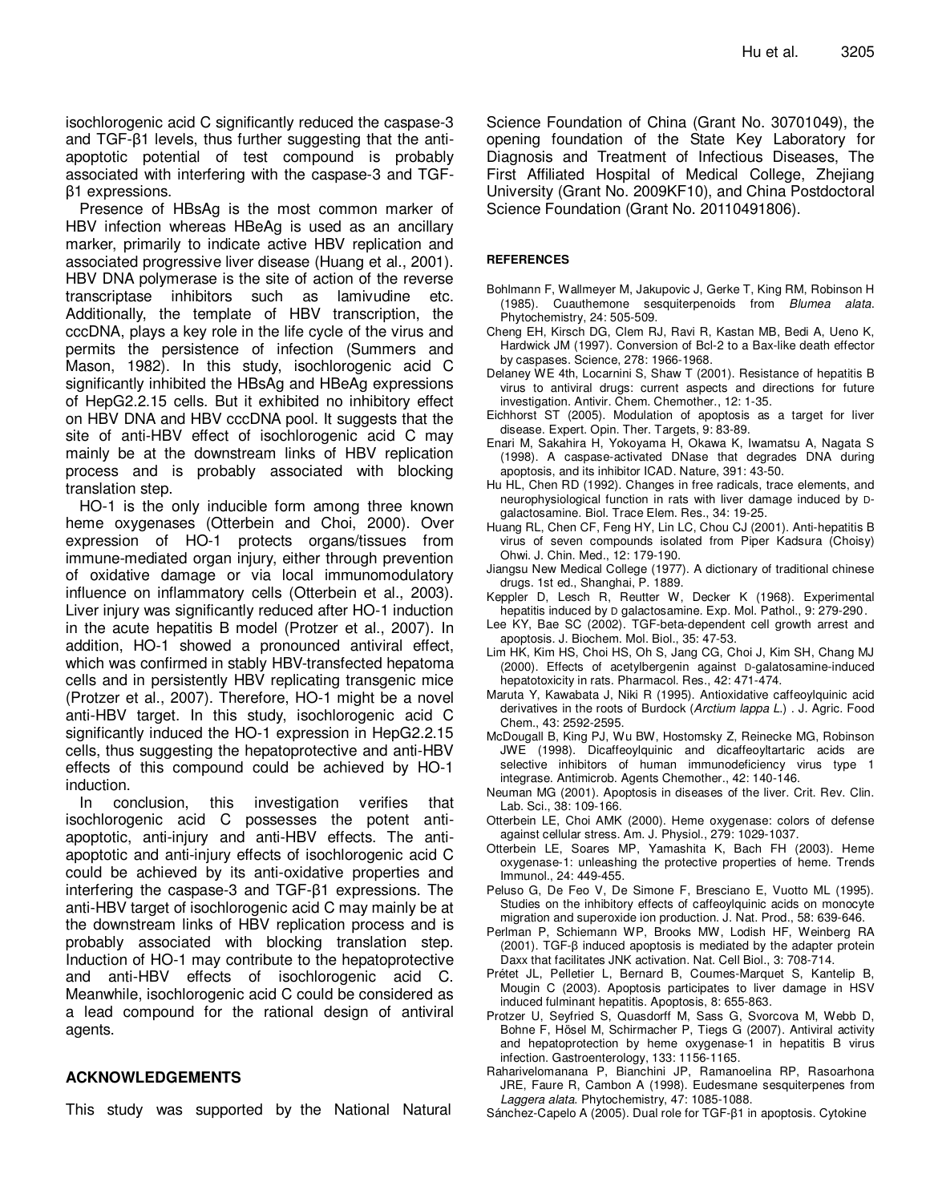isochlorogenic acid C significantly reduced the caspase-3 and TGF-β1 levels, thus further suggesting that the anti-apoptotic potential of test compound is probably associated with interfering with the caspase-3 and TGF-β1 expressions.

Presence of HBsAg is the most common marker of HBV infection whereas HBeAg is used as an ancillary marker, primarily to indicate active HBV replication and associated progressive liver disease (Huang et al., 2001). HBV DNA polymerase is the site of action of the reverse transcriptase inhibitors such as lamivudine etc. Additionally, the template of HBV transcription, the cccDNA, plays a key role in the life cycle of the virus and permits the persistence of infection (Summers and Mason, 1982). In this study, isochlorogenic acid C significantly inhibited the HBsAg and HBeAg expressions of HepG2.2.15 cells. But it exhibited no inhibitory effect on HBV DNA and HBV cccDNA pool. It suggests that the site of anti-HBV effect of isochlorogenic acid C may mainly be at the downstream links of HBV replication process and is probably associated with blocking translation step.

HO-1 is the only inducible form among three known heme oxygenases (Otterbein and Choi, 2000). Over expression of HO-1 protects organs/tissues from immune-mediated organ injury, either through prevention of oxidative damage or via local immunomodulatory influence on inflammatory cells (Otterbein et al., 2003). Liver injury was significantly reduced after HO-1 induction in the acute hepatitis B model (Protzer et al., 2007). In addition, HO-1 showed a pronounced antiviral effect, which was confirmed in stably HBV-transfected hepatoma cells and in persistently HBV replicating transgenic mice (Protzer et al., 2007). Therefore, HO-1 might be a novel anti-HBV target. In this study, isochlorogenic acid C significantly induced the HO-1 expression in HepG2.2.15 cells, thus suggesting the hepatoprotective and anti-HBV effects of this compound could be achieved by HO-1 induction.

In conclusion, this investigation verifies that isochlorogenic acid C possesses the potent anti-apoptotic, anti-injury and anti-HBV effects. The anti-apoptotic and anti-injury effects of isochlorogenic acid C could be achieved by its anti-oxidative properties and interfering the caspase-3 and TGF-β1 expressions. The anti-HBV target of isochlorogenic acid C may mainly be at the downstream links of HBV replication process and is probably associated with blocking translation step. Induction of HO-1 may contribute to the hepatoprotective and anti-HBV effects of isochlorogenic acid C. Meanwhile, isochlorogenic acid C could be considered as a lead compound for the rational design of antiviral agents.

## ACKNOWLEDGEMENTS

This study was supported by the National Natural Science Foundation of China (Grant No. 30701049), the opening foundation of the State Key Laboratory for Diagnosis and Treatment of Infectious Diseases, The First Affiliated Hospital of Medical College, Zhejiang University (Grant No. 2009KF10), and China Postdoctoral Science Foundation (Grant No. 20110491806).

## REFERENCES

Bohlmann F, Wallmeyer M, Jakupovic J, Gerke T, King RM, Robinson H (1985). Cuauthemone sesquiterpenoids from *Blumea alata*. Phytochemistry, 24: 505-509.

Cheng EH, Kirsch DG, Clem RJ, Ravi R, Kastan MB, Bedi A, Ueno K, Hardwick JM (1997). Conversion of Bcl-2 to a Bax-like death effector by caspases. Science, 278: 1966-1968.

Delaney WE 4th, Locarnini S, Shaw T (2001). Resistance of hepatitis B virus to antiviral drugs: current aspects and directions for future investigation. Antivir. Chem. Chemother., 12: 1-35.

Eichhorst ST (2005). Modulation of apoptosis as a target for liver disease. Expert. Opin. Ther. Targets, 9: 83-89.

Enari M, Sakahira H, Yokoyama H, Okawa K, Iwamatsu A, Nagata S (1998). A caspase-activated DNase that degrades DNA during apoptosis, and its inhibitor ICAD. Nature, 391: 43-50.

Hu HL, Chen RD (1992). Changes in free radicals, trace elements, and neurophysiological function in rats with liver damage induced by D-galactosamine. Biol. Trace Elem. Res., 34: 19-25.

Huang RL, Chen CF, Feng HY, Lin LC, Chou CJ (2001). Anti-hepatitis B virus of seven compounds isolated from Piper Kadsura (Choisy) Ohwi. J. Chin. Med., 12: 179-190.

Jiangsu New Medical College (1977). A dictionary of traditional chinese drugs. 1st ed., Shanghai, P. 1889.

Keppler D, Lesch R, Reutter W, Decker K (1968). Experimental hepatitis induced by D galactosamine. Exp. Mol. Pathol., 9: 279-290.

Lee KY, Bae SC (2002). TGF-beta-dependent cell growth arrest and apoptosis. J. Biochem. Mol. Biol., 35: 47-53.

Lim HK, Kim HS, Choi HS, Oh S, Jang CG, Choi J, Kim SH, Chang MJ (2000). Effects of acetylbergenin against D-galatosamine-induced hepatotoxicity in rats. Pharmacol. Res., 42: 471-474.

Maruta Y, Kawabata J, Niki R (1995). Antioxidative caffeoylquinic acid derivatives in the roots of Burdock (*Arctium lappa L.*) . J. Agric. Food Chem., 43: 2592-2595.

McDougall B, King PJ, Wu BW, Hostomsky Z, Reinecke MG, Robinson JWE (1998). Dicaffeoylquinic and dicaffeoyltartaric acids are selective inhibitors of human immunodeficiency virus type 1 integrase. Antimicrob. Agents Chemother., 42: 140-146.

Neuman MG (2001). Apoptosis in diseases of the liver. Crit. Rev. Clin. Lab. Sci., 38: 109-166.

Otterbein LE, Choi AMK (2000). Heme oxygenase: colors of defense against cellular stress. Am. J. Physiol., 279: 1029-1037.

Otterbein LE, Soares MP, Yamashita K, Bach FH (2003). Heme oxygenase-1: unleashing the protective properties of heme. Trends Immunol., 24: 449-455.

Peluso G, De Feo V, De Simone F, Bresciano E, Vuotto ML (1995). Studies on the inhibitory effects of caffeoylquinic acids on monocyte migration and superoxide ion production. J. Nat. Prod., 58: 639-646.

Perlman P, Schiemann WP, Brooks MW, Lodish HF, Weinberg RA (2001). TGF-β induced apoptosis is mediated by the adapter protein Daxx that facilitates JNK activation. Nat. Cell Biol., 3: 708-714.

Prétet JL, Pelletier L, Bernard B, Coumes-Marquet S, Kantelip B, Mougin C (2003). Apoptosis participates to liver damage in HSV induced fulminant hepatitis. Apoptosis, 8: 655-863.

Protzer U, Seyfried S, Quasdorff M, Sass G, Svorcova M, Webb D, Bohne F, Hösel M, Schirmacher P, Tiegs G (2007). Antiviral activity and hepatoprotection by heme oxygenase-1 in hepatitis B virus infection. Gastroenterology, 133: 1156-1165.

Raharivelomanana P, Bianchini JP, Ramanoelina RP, Rasoarhona JRE, Faure R, Cambon A (1998). Eudesmane sesquiterpenes from *Laggera alata*. Phytochemistry, 47: 1085-1088.

Sánchez-Capelo A (2005). Dual role for TGF-β1 in apoptosis. Cytokine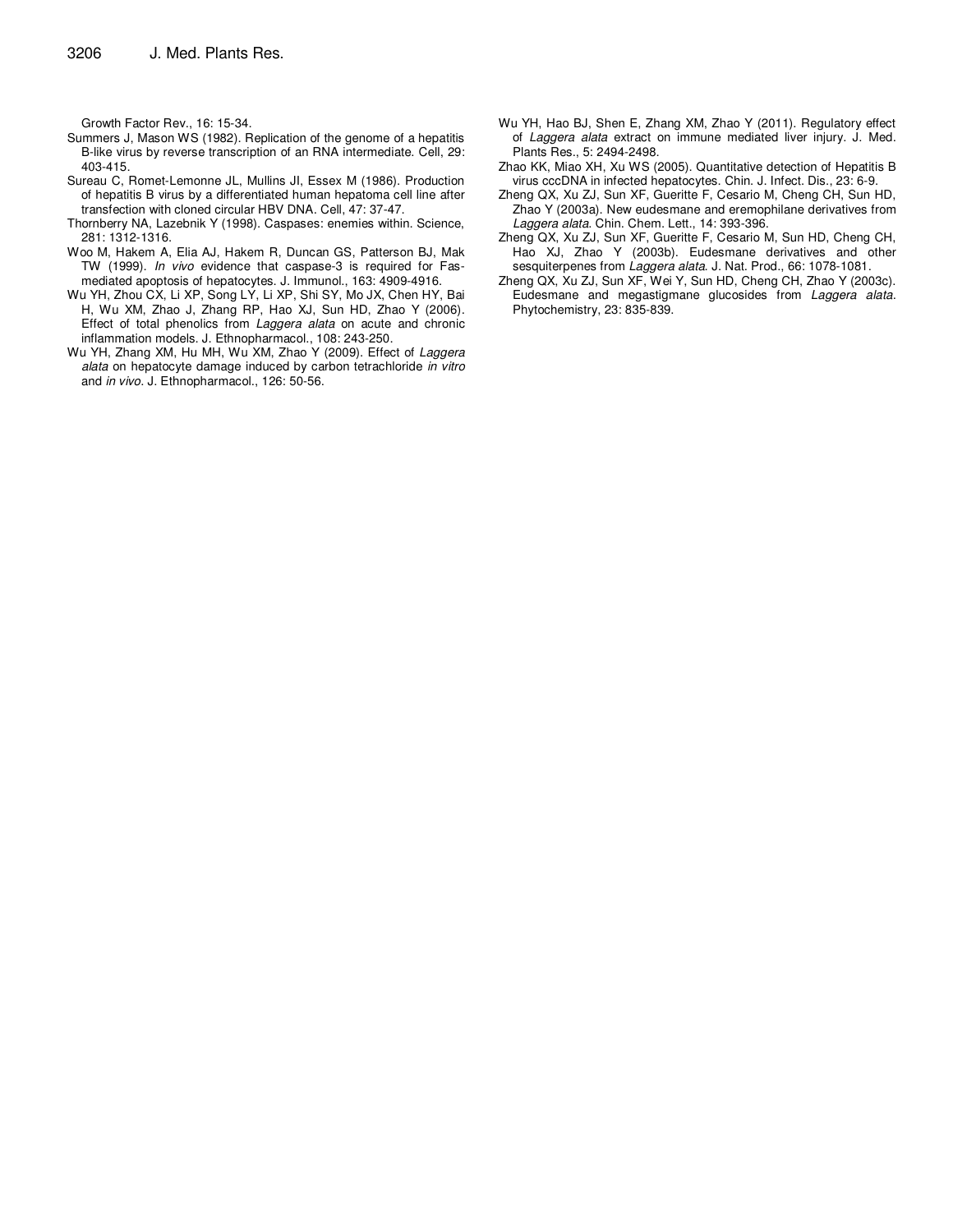Growth Factor Rev., 16: 15-34.

Summers J, Mason WS (1982). Replication of the genome of a hepatitis B-like virus by reverse transcription of an RNA intermediate. Cell, 29: 403-415.

Sureau C, Romet-Lemonne JL, Mullins JI, Essex M (1986). Production of hepatitis B virus by a differentiated human hepatoma cell line after transfection with cloned circular HBV DNA. Cell, 47: 37-47.

Thornberry NA, Lazebnik Y (1998). Caspases: enemies within. Science, 281: 1312-1316.

Woo M, Hakem A, Elia AJ, Hakem R, Duncan GS, Patterson BJ, Mak TW (1999). *In vivo* evidence that caspase-3 is required for Fas-mediated apoptosis of hepatocytes. J. Immunol., 163: 4909-4916.

Wu YH, Zhou CX, Li XP, Song LY, Li XP, Shi SY, Mo JX, Chen HY, Bai H, Wu XM, Zhao J, Zhang RP, Hao XJ, Sun HD, Zhao Y (2006). Effect of total phenolics from *Laggera alata* on acute and chronic inflammation models. J. Ethnopharmacol., 108: 243-250.

Wu YH, Zhang XM, Hu MH, Wu XM, Zhao Y (2009). Effect of *Laggera alata* on hepatocyte damage induced by carbon tetrachloride *in vitro* and *in vivo*. J. Ethnopharmacol., 126: 50-56.

Wu YH, Hao BJ, Shen E, Zhang XM, Zhao Y (2011). Regulatory effect of *Laggera alata* extract on immune mediated liver injury. J. Med. Plants Res., 5: 2494-2498.

Zhao KK, Miao XH, Xu WS (2005). Quantitative detection of Hepatitis B virus cccDNA in infected hepatocytes. Chin. J. Infect. Dis., 23: 6-9.

Zheng QX, Xu ZJ, Sun XF, Gueritte F, Cesario M, Cheng CH, Sun HD, Zhao Y (2003a). New eudesmane and eremophilane derivatives from *Laggera alata*. Chin. Chem. Lett., 14: 393-396.

Zheng QX, Xu ZJ, Sun XF, Gueritte F, Cesario M, Sun HD, Cheng CH, Hao XJ, Zhao Y (2003b). Eudesmane derivatives and other sesquiterpenes from *Laggera alata*. J. Nat. Prod., 66: 1078-1081.

Zheng QX, Xu ZJ, Sun XF, Wei Y, Sun HD, Cheng CH, Zhao Y (2003c). Eudesmane and megastigmane glucosides from *Laggera alata*. Phytochemistry, 23: 835-839.